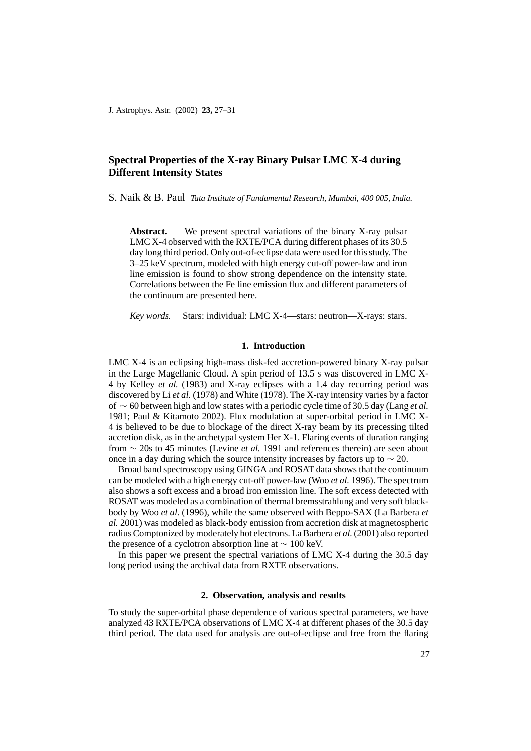# Spectral Properties of the X-ray Binary Pulsar LMC X-4 during Different Intensity States

S. Naik & B. Paul *Tata Institute of Fundamental Research, Mumbai, 400 005, India.*

**Abstract.** We present spectral variations of the binary X-ray pulsar LMC X-4 observed with the RXTE/PCA during different phases of its 30.5 day long third period. Only out-of-eclipse data were used for this study. The 3–25 keV spectrum, modeled with high energy cut-off power-law and iron line emission is found to show strong dependence on the intensity state. Correlations between the Fe line emission flux and different parameters of the continuum are presented here.

*Key words.* Stars: individual: LMC X-4—stars: neutron—X-rays: stars.

## 1. Introduction

LMC X-4 is an eclipsing high-mass disk-fed accretion-powered binary X-ray pulsar in the Large Magellanic Cloud. A spin period of 13.5 s was discovered in LMC X-4 by Kelley *et al.* (1983) and X-ray eclipses with a 1.4 day recurring period was discovered by Li *et al.* (1978) and White (1978). The X-ray intensity varies by a factor of $\sim 60$ between high and low states with a periodic cycle time of 30.5 day (Lang *et al.* 1981; Paul & Kitamoto 2002). Flux modulation at super-orbital period in LMC X-4 is believed to be due to blockage of the direct X-ray beam by its precessing tilted accretion disk, as in the archetypal system Her X-1. Flaring events of duration ranging from $\sim$ 20s to 45 minutes (Levine *et al.* 1991 and references therein) are seen about once in a day during which the source intensity increases by factors up to $\sim 20$.

Broad band spectroscopy using GINGA and ROSAT data shows that the continuum can be modeled with a high energy cut-off power-law (Woo *et al.* 1996). The spectrum also shows a soft excess and a broad iron emission line. The soft excess detected with ROSAT was modeled as a combination of thermal bremsstrahlung and very soft black-body by Woo *et al.* (1996), while the same observed with Beppo-SAX (La Barbera *et al.* 2001) was modeled as black-body emission from accretion disk at magnetospheric radius Comptonized by moderately hot electrons. La Barbera *et al.* (2001) also reported the presence of a cyclotron absorption line at $\sim 100$ keV.

In this paper we present the spectral variations of LMC X-4 during the 30.5 day long period using the archival data from RXTE observations.

## 2. Observation, analysis and results

To study the super-orbital phase dependence of various spectral parameters, we have analyzed 43 RXTE/PCA observations of LMC X-4 at different phases of the 30.5 day third period. The data used for analysis are out-of-eclipse and free from the flaring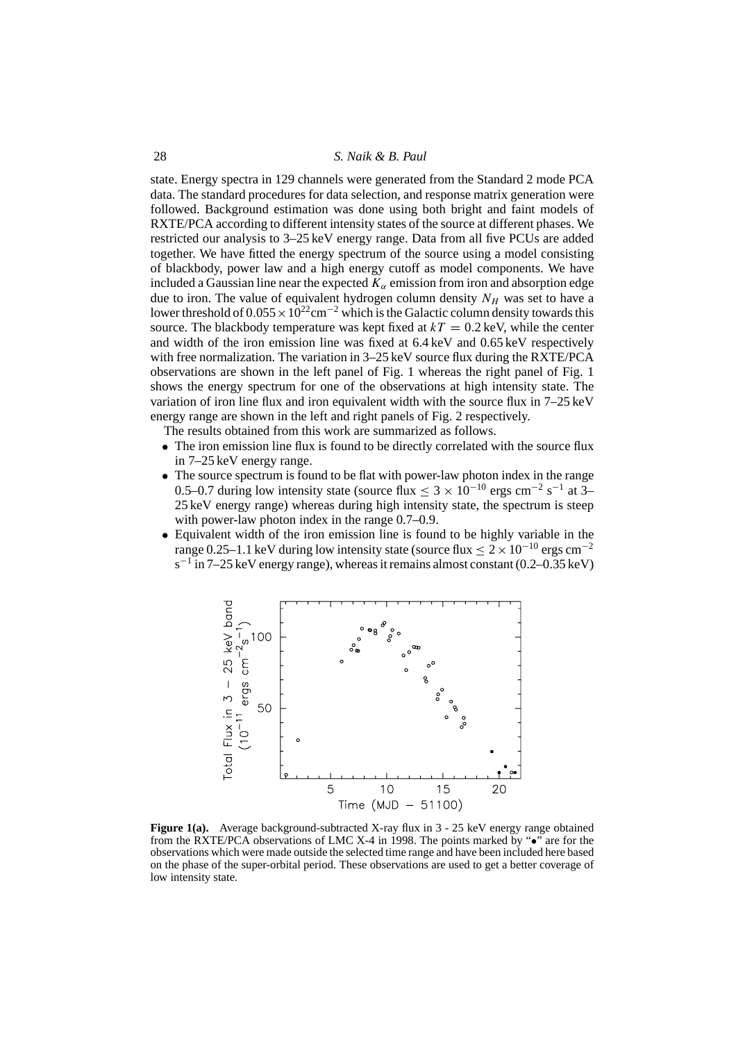state. Energy spectra in 129 channels were generated from the Standard 2 mode PCA data. The standard procedures for data selection, and response matrix generation were followed. Background estimation was done using both bright and faint models of RXTE/PCA according to different intensity states of the source at different phases. We restricted our analysis to 3–25 keV energy range. Data from all five PCUs are added together. We have fitted the energy spectrum of the source using a model consisting of blackbody, power law and a high energy cutoff as model components. We have included a Gaussian line near the expected $K_\alpha$ emission from iron and absorption edge due to iron. The value of equivalent hydrogen column density $N_H$ was set to have a lower threshold of $0.055 \times 10^{22}\text{cm}^{-2}$ which is the Galactic column density towards this source. The blackbody temperature was kept fixed at $kT = 0.2$ keV, while the center and width of the iron emission line was fixed at 6.4 keV and 0.65 keV respectively with free normalization. The variation in 3–25 keV source flux during the RXTE/PCA observations are shown in the left panel of Fig. 1 whereas the right panel of Fig. 1 shows the energy spectrum for one of the observations at high intensity state. The variation of iron line flux and iron equivalent width with the source flux in 7–25 keV energy range are shown in the left and right panels of Fig. 2 respectively.

The results obtained from this work are summarized as follows.

- The iron emission line flux is found to be directly correlated with the source flux in 7–25 keV energy range.
- The source spectrum is found to be flat with power-law photon index in the range 0.5–0.7 during low intensity state (source flux $\leq 3 \times 10^{-10}$ ergs cm$^{-2}$ s$^{-1}$ at 3–25 keV energy range) whereas during high intensity state, the spectrum is steep with power-law photon index in the range 0.7–0.9.
- Equivalent width of the iron emission line is found to be highly variable in the range 0.25–1.1 keV during low intensity state (source flux $\leq 2 \times 10^{-10}$ ergs cm$^{-2}$ s$^{-1}$ in 7–25 keV energy range), whereas it remains almost constant (0.2–0.35 keV)

Total Flux in 3 – 25 keV band ($10^{-11}$ ergs cm$^{-2}$ s$^{-1}$)

100

50

5 10 15 20

Time (MJD – 51100)

**Figure 1(a).** Average background-subtracted X-ray flux in 3 - 25 keV energy range obtained from the RXTE/PCA observations of LMC X-4 in 1998. The points marked by "•" are for the observations which were made outside the selected time range and have been included here based on the phase of the super-orbital period. These observations are used to get a better coverage of low intensity state.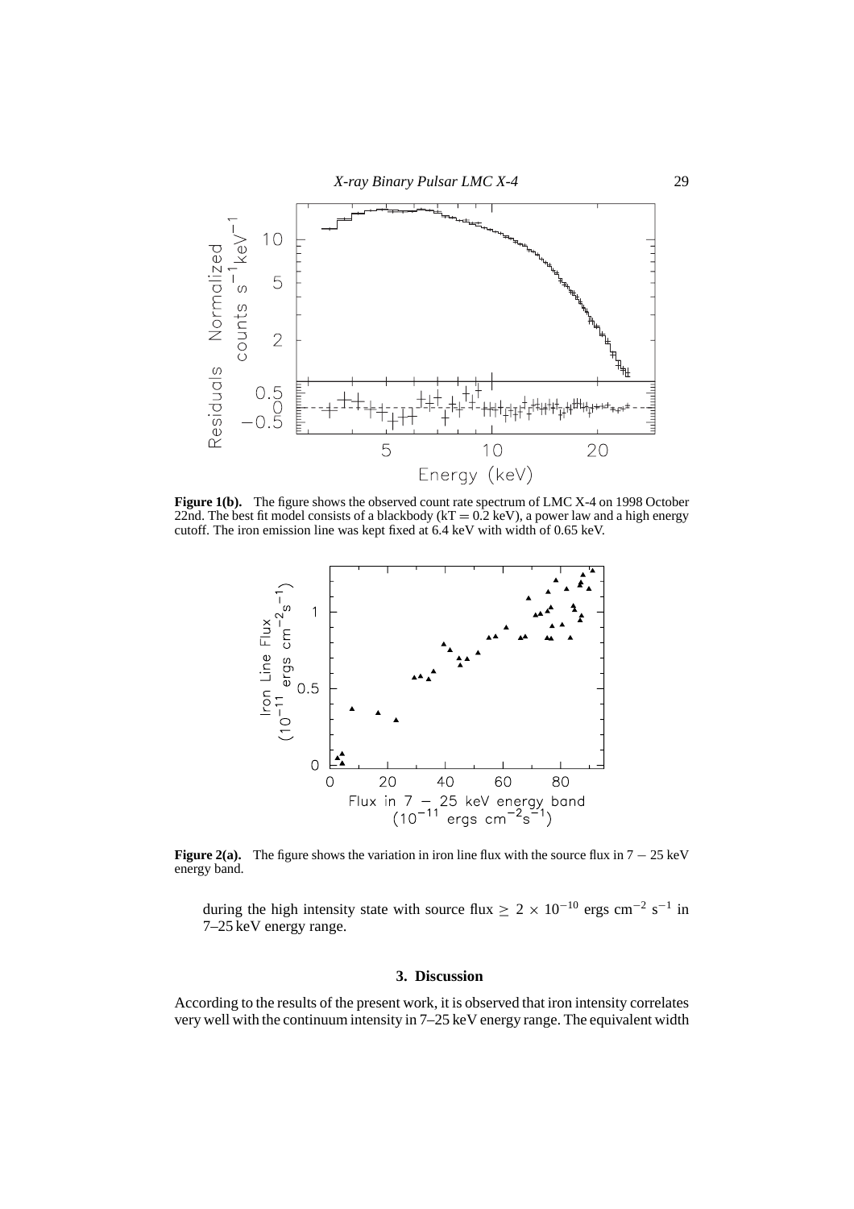Normalized counts $s^{-1}$ $keV^{-1}$

10

5

2

Residuals

0.5

0

−0.5

5

10

20

Energy (keV)

**Figure 1(b).** The figure shows the observed count rate spectrum of LMC X-4 on 1998 October 22nd. The best fit model consists of a blackbody (kT = 0.2 keV), a power law and a high energy cutoff. The iron emission line was kept fixed at 6.4 keV with width of 0.65 keV.

Iron Line Flux ($10^{-11}$ ergs $cm^{-2}s^{-1}$)

1

0.5

0

0

20

40

60

80

Flux in 7 − 25 keV energy band ($10^{-11}$ ergs $cm^{-2}s^{-1}$)

**Figure 2(a).** The figure shows the variation in iron line flux with the source flux in 7 − 25 keV energy band.

during the high intensity state with source flux $\geq 2 \times 10^{-10}$ ergs $cm^{-2}$ $s^{-1}$ in 7–25 keV energy range.

## 3. Discussion

According to the results of the present work, it is observed that iron intensity correlates very well with the continuum intensity in 7–25 keV energy range. The equivalent width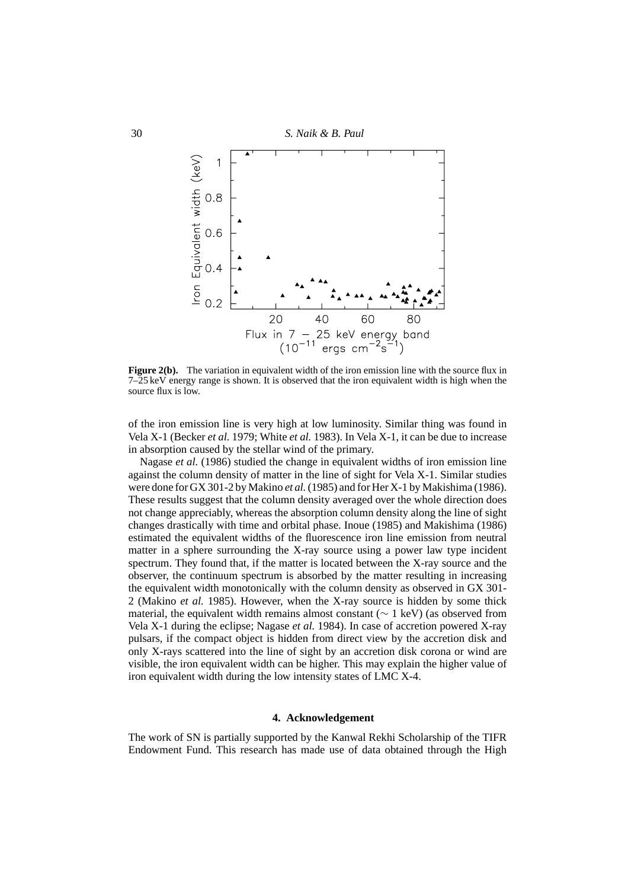**Figure 2(b).** The variation in equivalent width of the iron emission line with the source flux in 7–25 keV energy range is shown. It is observed that the iron equivalent width is high when the source flux is low.

of the iron emission line is very high at low luminosity. Similar thing was found in Vela X-1 (Becker *et al.* 1979; White *et al.* 1983). In Vela X-1, it can be due to increase in absorption caused by the stellar wind of the primary.

Nagase *et al.* (1986) studied the change in equivalent widths of iron emission line against the column density of matter in the line of sight for Vela X-1. Similar studies were done for GX 301-2 by Makino *et al.* (1985) and for Her X-1 by Makishima (1986). These results suggest that the column density averaged over the whole direction does not change appreciably, whereas the absorption column density along the line of sight changes drastically with time and orbital phase. Inoue (1985) and Makishima (1986) estimated the equivalent widths of the fluorescence iron line emission from neutral matter in a sphere surrounding the X-ray source using a power law type incident spectrum. They found that, if the matter is located between the X-ray source and the observer, the continuum spectrum is absorbed by the matter resulting in increasing the equivalent width monotonically with the column density as observed in GX 301-2 (Makino *et al.* 1985). However, when the X-ray source is hidden by some thick material, the equivalent width remains almost constant ($\sim$ 1 keV) (as observed from Vela X-1 during the eclipse; Nagase *et al.* 1984). In case of accretion powered X-ray pulsars, if the compact object is hidden from direct view by the accretion disk and only X-rays scattered into the line of sight by an accretion disk corona or wind are visible, the iron equivalent width can be higher. This may explain the higher value of iron equivalent width during the low intensity states of LMC X-4.

## 4. Acknowledgement

The work of SN is partially supported by the Kanwal Rekhi Scholarship of the TIFR Endowment Fund. This research has made use of data obtained through the High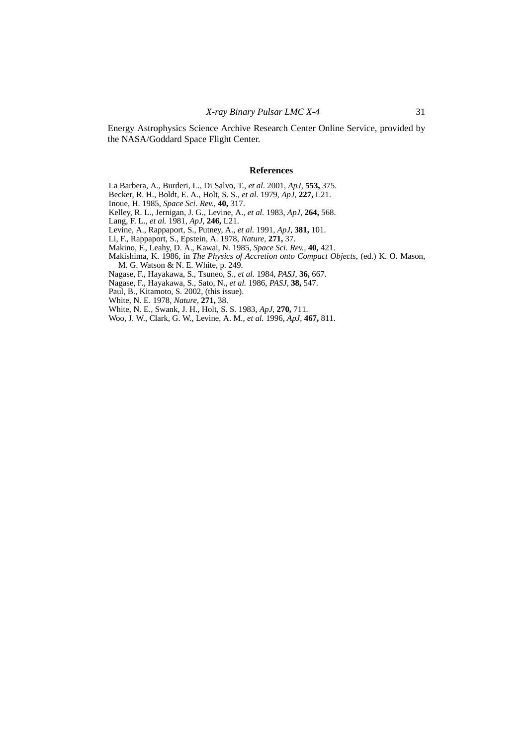Energy Astrophysics Science Archive Research Center Online Service, provided by the NASA/Goddard Space Flight Center.

## References

La Barbera, A., Burderi, L., Di Salvo, T., *et al.* 2001, *ApJ*, **553,** 375.
Becker, R. H., Boldt, E. A., Holt, S. S., *et al.* 1979, *ApJ*, **227,** L21.
Inoue, H. 1985, *Space Sci. Rev.*, **40,** 317.
Kelley, R. L., Jernigan, J. G., Levine, A., *et al.* 1983, *ApJ*, **264,** 568.
Lang, F. L., *et al.* 1981, *ApJ*, **246,** L21.
Levine, A., Rappaport, S., Putney, A., *et al.* 1991, *ApJ*, **381,** 101.
Li, F., Rappaport, S., Epstein, A. 1978, *Nature*, **271,** 37.
Makino, F., Leahy, D. A., Kawai, N. 1985, *Space Sci. Rev.*, **40,** 421.
Makishima, K. 1986, in *The Physics of Accretion onto Compact Objects*, (ed.) K. O. Mason, M. G. Watson & N. E. White, p. 249.
Nagase, F., Hayakawa, S., Tsuneo, S., *et al.* 1984, *PASJ*, **36,** 667.
Nagase, F., Hayakawa, S., Sato, N., *et al.* 1986, *PASJ*, **38,** 547.
Paul, B., Kitamoto, S. 2002, (this issue).
White, N. E. 1978, *Nature*, **271,** 38.
White, N. E., Swank, J. H., Holt, S. S. 1983, *ApJ*, **270,** 711.
Woo, J. W., Clark, G. W., Levine, A. M., *et al.* 1996, *ApJ*, **467,** 811.